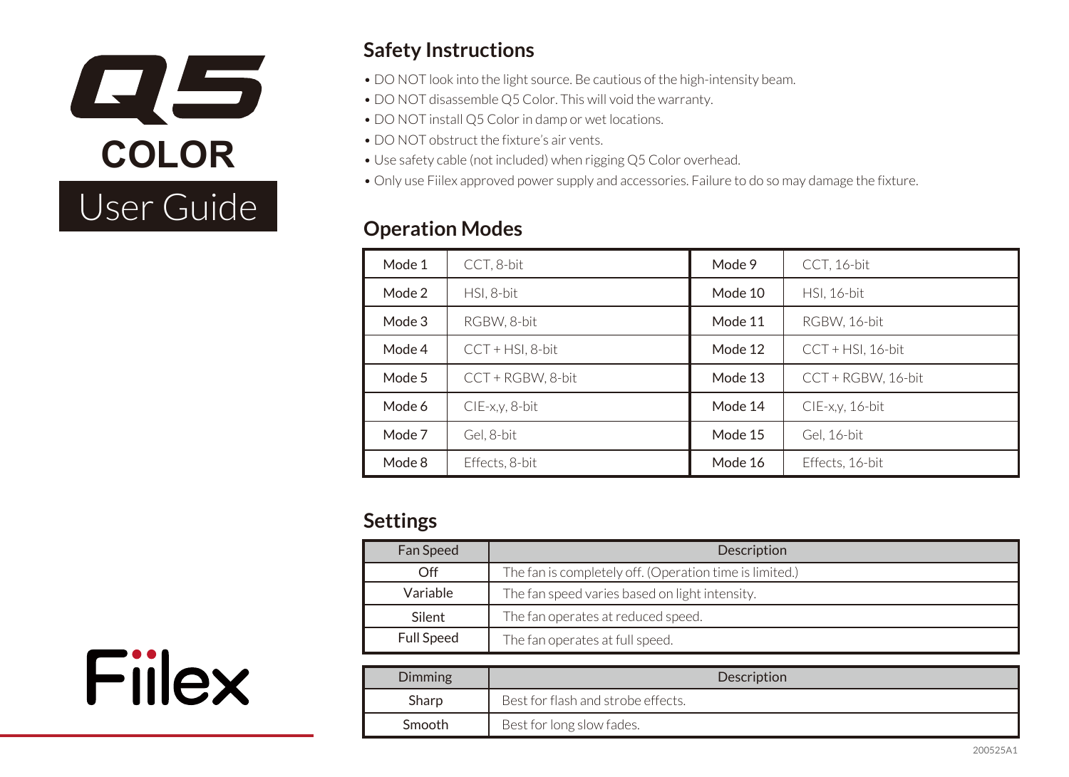# Q5 COLOR

User Guide

Fiilex

## Safety Instructions

- DO NOT look into the light source. Be cautious of the high-intensity beam.
- DO NOT disassemble Q5 Color. This will void the warranty.
- DO NOT install Q5 Color in damp or wet locations.
- DO NOT obstruct the fixture's air vents.
- Use safety cable (not included) when rigging Q5 Color overhead.
- Only use Fiilex approved power supply and accessories. Failure to do so may damage the fixture.

## Operation Modes

| | | | |
|---|---|---|---|
| Mode 1 | CCT, 8-bit | Mode 9 | CCT, 16-bit |
| Mode 2 | HSI, 8-bit | Mode 10 | HSI, 16-bit |
| Mode 3 | RGBW, 8-bit | Mode 11 | RGBW, 16-bit |
| Mode 4 | CCT + HSI, 8-bit | Mode 12 | CCT + HSI, 16-bit |
| Mode 5 | CCT + RGBW, 8-bit | Mode 13 | CCT + RGBW, 16-bit |
| Mode 6 | CIE-x,y, 8-bit | Mode 14 | CIE-x,y, 16-bit |
| Mode 7 | Gel, 8-bit | Mode 15 | Gel, 16-bit |
| Mode 8 | Effects, 8-bit | Mode 16 | Effects, 16-bit |

## Settings

| Fan Speed | Description |
|---|---|
| Off | The fan is completely off. (Operation time is limited.) |
| Variable | The fan speed varies based on light intensity. |
| Silent | The fan operates at reduced speed. |
| Full Speed | The fan operates at full speed. |

| Dimming | Description |
|---|---|
| Sharp | Best for flash and strobe effects. |
| Smooth | Best for long slow fades. |

200525A1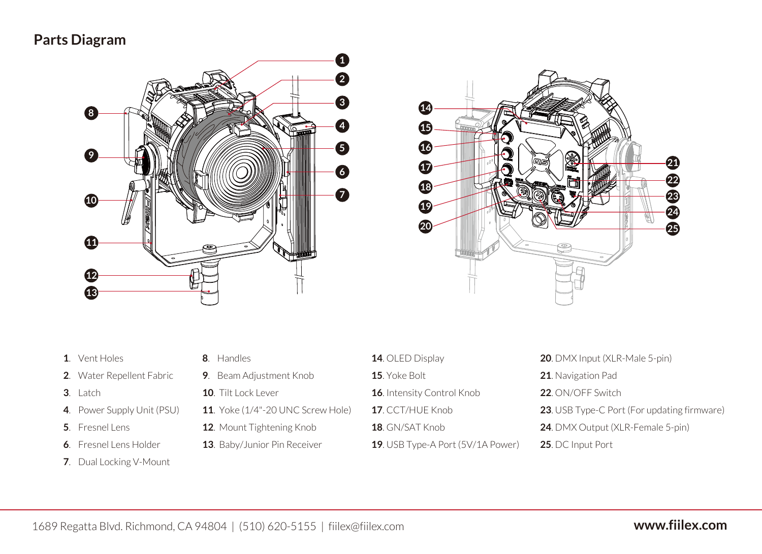## Parts Diagram

1. Vent Holes
2. Water Repellent Fabric
3. Latch
4. Power Supply Unit (PSU)
5. Fresnel Lens
6. Fresnel Lens Holder
7. Dual Locking V-Mount
8. Handles
9. Beam Adjustment Knob
10. Tilt Lock Lever
11. Yoke (1/4"-20 UNC Screw Hole)
12. Mount Tightening Knob
13. Baby/Junior Pin Receiver
14. OLED Display
15. Yoke Bolt
16. Intensity Control Knob
17. CCT/HUE Knob
18. GN/SAT Knob
19. USB Type-A Port (5V/1A Power)
20. DMX Input (XLR-Male 5-pin)
21. Navigation Pad
22. ON/OFF Switch
23. USB Type-C Port (For updating firmware)
24. DMX Output (XLR-Female 5-pin)
25. DC Input Port

1689 Regatta Blvd. Richmond, CA 94804 | (510) 620-5155 | fiilex@fiilex.com

**www.fiilex.com**